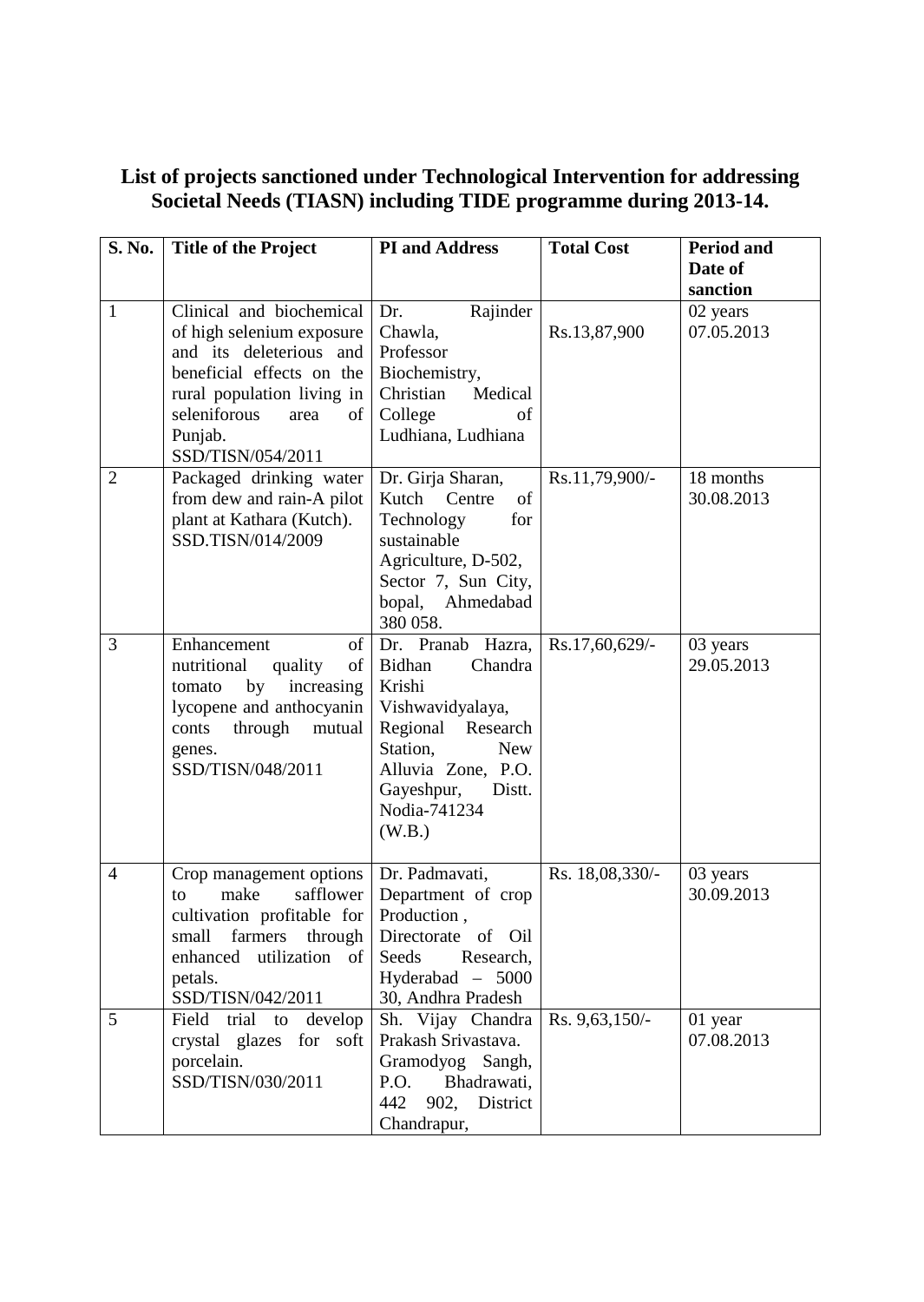**List of projects sanctioned under Technological Intervention for addressing Societal Needs (TIASN) including TIDE programme during 2013-14.**

| S. No. | Title of the Project | PI and Address | Total Cost | Period and Date of sanction |
|---|---|---|---|---|
| 1 | Clinical and biochemical of high selenium exposure and its deleterious and beneficial effects on the rural population living in seleniforous area of Punjab. SSD/TISN/054/2011 | Dr. Rajinder Chawla, Professor Biochemistry, Christian Medical College of Ludhiana, Ludhiana | Rs.13,87,900 | 02 years 07.05.2013 |
| 2 | Packaged drinking water from dew and rain-A pilot plant at Kathara (Kutch). SSD.TISN/014/2009 | Dr. Girja Sharan, Kutch Centre of Technology for sustainable Agriculture, D-502, Sector 7, Sun City, bopal, Ahmedabad 380 058. | Rs.11,79,900/- | 18 months 30.08.2013 |
| 3 | Enhancement of nutritional quality of tomato by increasing lycopene and anthocyanin conts through mutual genes. SSD/TISN/048/2011 | Dr. Pranab Hazra, Bidhan Chandra Krishi Vishwavidyalaya, Regional Research Station, New Alluvia Zone, P.O. Gayeshpur, Distt. Nodia-741234 (W.B.) | Rs.17,60,629/- | 03 years 29.05.2013 |
| 4 | Crop management options to make safflower cultivation profitable for small farmers through enhanced utilization of petals. SSD/TISN/042/2011 | Dr. Padmavati, Department of crop Production, Directorate of Oil Seeds Research, Hyderabad – 5000 30, Andhra Pradesh | Rs. 18,08,330/- | 03 years 30.09.2013 |
| 5 | Field trial to develop crystal glazes for soft porcelain. SSD/TISN/030/2011 | Sh. Vijay Chandra Prakash Srivastava. Gramodyog Sangh, P.O. Bhadrawati, 442 902, District Chandrapur, | Rs. 9,63,150/- | 01 year 07.08.2013 |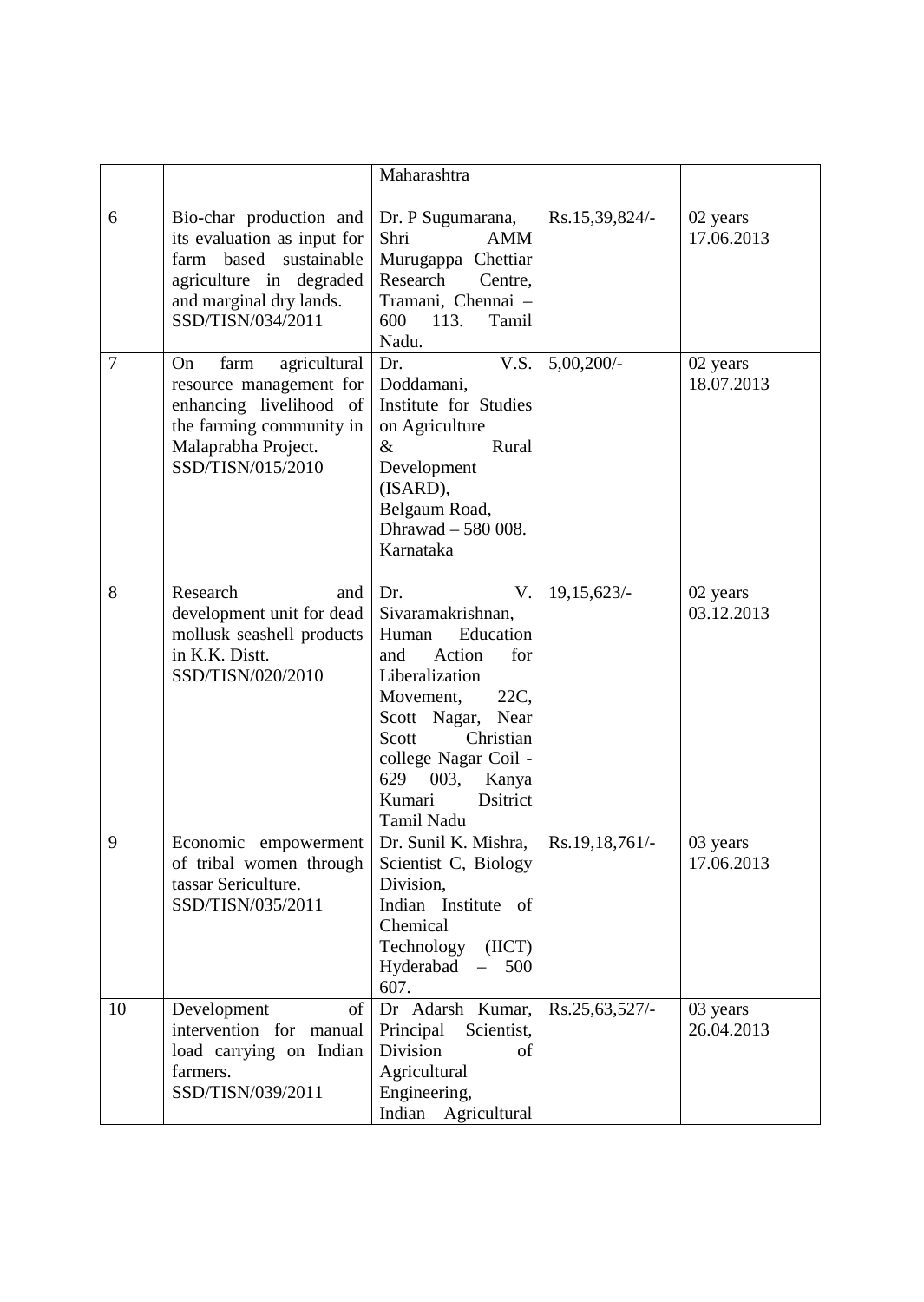|  |  | Maharashtra |  |  |
|---|---|---|---|---|
| 6 | Bio-char production and its evaluation as input for farm based sustainable agriculture in degraded and marginal dry lands. SSD/TISN/034/2011 | Dr. P Sugumarana, Shri AMM Murugappa Chettiar Research Centre, Tramani, Chennai – 600 113. Tamil Nadu. | Rs.15,39,824/- | 02 years 17.06.2013 |
| 7 | On farm agricultural resource management for enhancing livelihood of the farming community in Malaprabha Project. SSD/TISN/015/2010 | Dr. V.S. Doddamani, Institute for Studies on Agriculture & Rural Development (ISARD), Belgaum Road, Dhrawad – 580 008. Karnataka | 5,00,200/- | 02 years 18.07.2013 |
| 8 | Research and development unit for dead mollusk seashell products in K.K. Distt. SSD/TISN/020/2010 | Dr. V. Sivaramakrishnan, Human Education and Action for Liberalization Movement, 22C, Scott Nagar, Near Scott Christian college Nagar Coil - 629 003, Kanya Kumari Dsitrict Tamil Nadu | 19,15,623/- | 02 years 03.12.2013 |
| 9 | Economic empowerment of tribal women through tassar Sericulture. SSD/TISN/035/2011 | Dr. Sunil K. Mishra, Scientist C, Biology Division, Indian Institute of Chemical Technology (IICT) Hyderabad – 500 607. | Rs.19,18,761/- | 03 years 17.06.2013 |
| 10 | Development of intervention for manual load carrying on Indian farmers. SSD/TISN/039/2011 | Dr Adarsh Kumar, Principal Scientist, Division of Agricultural Engineering, Indian Agricultural | Rs.25,63,527/- | 03 years 26.04.2013 |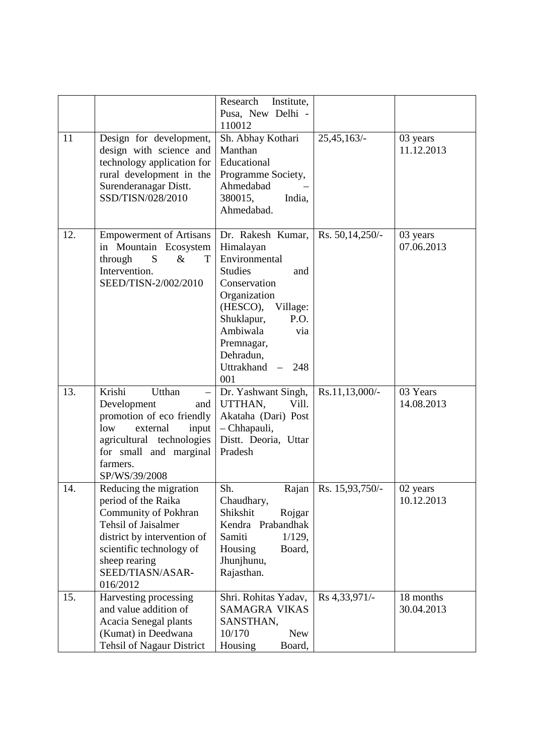| | | | | |
|---|---|---|---|---|
| | | Research Institute, Pusa, New Delhi - 110012 | | |
| 11 | Design for development, design with science and technology application for rural development in the Surenderanagar Distt. SSD/TISN/028/2010 | Sh. Abhay Kothari Manthan Educational Programme Society, Ahmedabad – 380015, India, Ahmedabad. | 25,45,163/- | 03 years 11.12.2013 |
| 12. | Empowerment of Artisans in Mountain Ecosystem through S & T Intervention. SEED/TISN-2/002/2010 | Dr. Rakesh Kumar, Himalayan Environmental Studies and Conservation Organization (HESCO), Village: Shuklapur, P.O. Ambiwala via Premnagar, Dehradun, Uttrakhand – 248 001 | Rs. 50,14,250/- | 03 years 07.06.2013 |
| 13. | Krishi Utthan – Development and promotion of eco friendly low external input agricultural technologies for small and marginal farmers. SP/WS/39/2008 | Dr. Yashwant Singh, UTTHAN, Vill. Akataha (Dari) Post – Chhapauli, Distt. Deoria, Uttar Pradesh | Rs.11,13,000/- | 03 Years 14.08.2013 |
| 14. | Reducing the migration period of the Raika Community of Pokhran Tehsil of Jaisalmer district by intervention of scientific technology of sheep rearing SEED/TIASN/ASAR-016/2012 | Sh. Rajan Chaudhary, Shikshit Rojgar Kendra Prabandhak Samiti 1/129, Housing Board, Jhunjhunu, Rajasthan. | Rs. 15,93,750/- | 02 years 10.12.2013 |
| 15. | Harvesting processing and value addition of Acacia Senegal plants (Kumat) in Deedwana Tehsil of Nagaur District | Shri. Rohitas Yadav, SAMAGRA VIKAS SANSTHAN, 10/170 New Housing Board, | Rs 4,33,971/- | 18 months 30.04.2013 |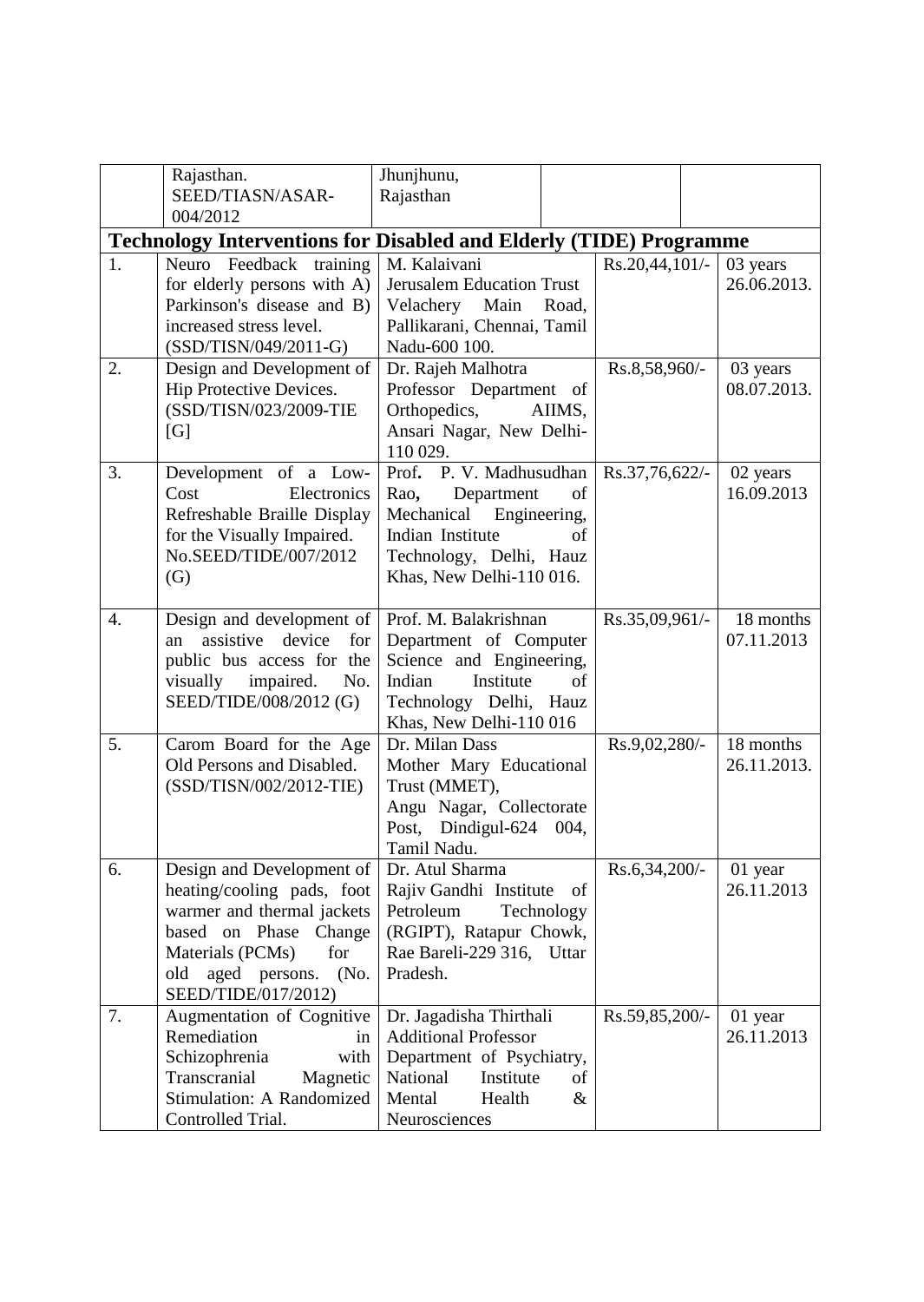| | Rajasthan. SEED/TIASN/ASAR-004/2012 | Jhunjhunu, Rajasthan | | |
|---|---|---|---|---|
| **Technology Interventions for Disabled and Elderly (TIDE) Programme** | | | | |
| 1. | Neuro Feedback training for elderly persons with A) Parkinson's disease and B) increased stress level. (SSD/TISN/049/2011-G) | M. Kalaivani Jerusalem Education Trust Velachery Main Road, Pallikarani, Chennai, Tamil Nadu-600 100. | Rs.20,44,101/- | 03 years 26.06.2013. |
| 2. | Design and Development of Hip Protective Devices. (SSD/TISN/023/2009-TIE [G] | Dr. Rajeh Malhotra Professor Department of Orthopedics, AIIMS, Ansari Nagar, New Delhi-110 029. | Rs.8,58,960/- | 03 years 08.07.2013. |
| 3. | Development of a Low-Cost Electronics Refreshable Braille Display for the Visually Impaired. No.SEED/TIDE/007/2012 (G) | Prof. P. V. Madhusudhan Rao, Department of Mechanical Engineering, Indian Institute of Technology, Delhi, Hauz Khas, New Delhi-110 016. | Rs.37,76,622/- | 02 years 16.09.2013 |
| 4. | Design and development of an assistive device for public bus access for the visually impaired. No. SEED/TIDE/008/2012 (G) | Prof. M. Balakrishnan Department of Computer Science and Engineering, Indian Institute of Technology Delhi, Hauz Khas, New Delhi-110 016 | Rs.35,09,961/- | 18 months 07.11.2013 |
| 5. | Carom Board for the Age Old Persons and Disabled. (SSD/TISN/002/2012-TIE) | Dr. Milan Dass Mother Mary Educational Trust (MMET), Angu Nagar, Collectorate Post, Dindigul-624 004, Tamil Nadu. | Rs.9,02,280/- | 18 months 26.11.2013. |
| 6. | Design and Development of heating/cooling pads, foot warmer and thermal jackets based on Phase Change Materials (PCMs) for old aged persons. (No. SEED/TIDE/017/2012) | Dr. Atul Sharma Rajiv Gandhi Institute of Petroleum Technology (RGIPT), Ratapur Chowk, Rae Bareli-229 316, Uttar Pradesh. | Rs.6,34,200/- | 01 year 26.11.2013 |
| 7. | Augmentation of Cognitive Remediation in Schizophrenia with Transcranial Magnetic Stimulation: A Randomized Controlled Trial. | Dr. Jagadisha Thirthali Additional Professor Department of Psychiatry, National Institute of Mental Health & Neurosciences | Rs.59,85,200/- | 01 year 26.11.2013 |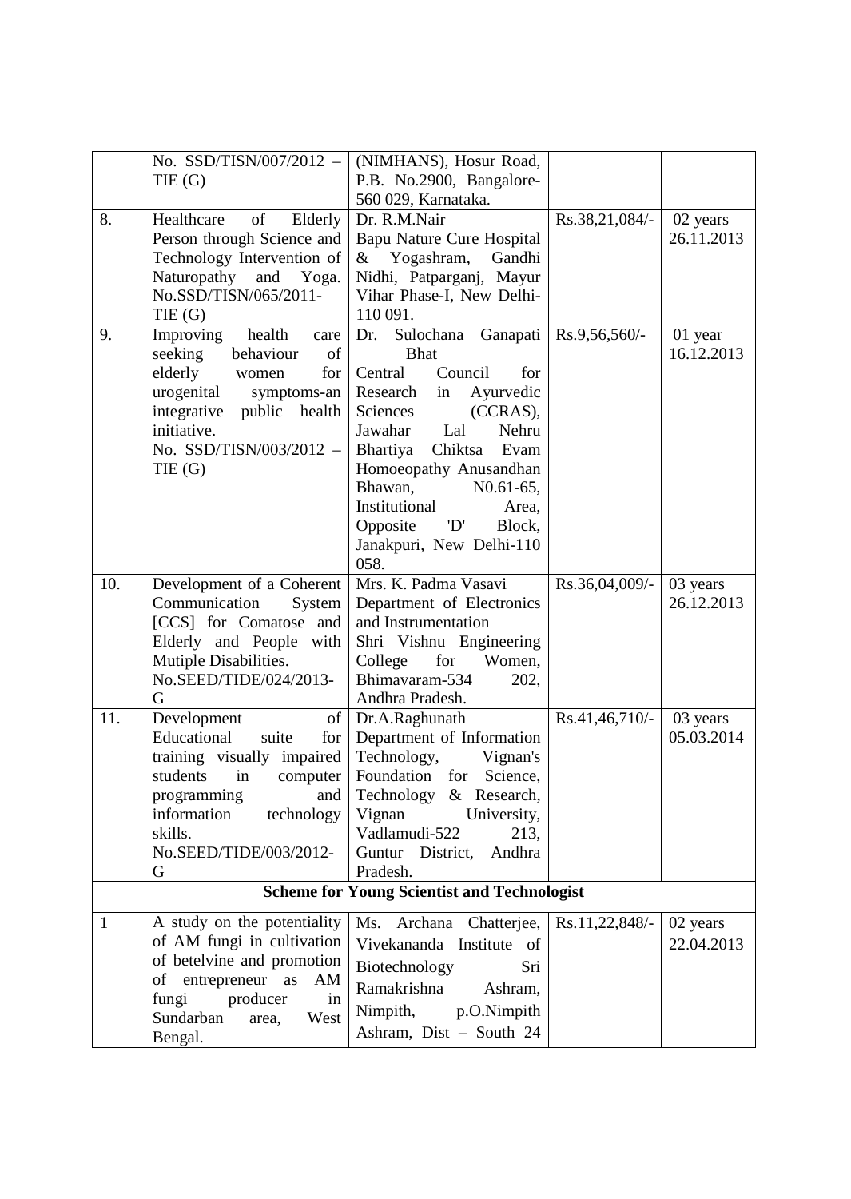| | | | | |
|---|---|---|---|---|
| | No. SSD/TISN/007/2012 – TIE (G) | (NIMHANS), Hosur Road, P.B. No.2900, Bangalore-560 029, Karnataka. | | |
| 8. | Healthcare of Elderly Person through Science and Technology Intervention of Naturopathy and Yoga. No.SSD/TISN/065/2011-TIE (G) | Dr. R.M.Nair Bapu Nature Cure Hospital & Yogashram, Gandhi Nidhi, Patparganj, Mayur Vihar Phase-I, New Delhi-110 091. | Rs.38,21,084/- | 02 years 26.11.2013 |
| 9. | Improving health care seeking behaviour of elderly women for urogenital symptoms-an integrative public health initiative. No. SSD/TISN/003/2012 – TIE (G) | Dr. Sulochana Ganapati Bhat Central Council for Research in Ayurvedic Sciences (CCRAS), Jawahar Lal Nehru Bhartiya Chiktsa Evam Homoeopathy Anusandhan Bhawan, N0.61-65, Institutional Area, Opposite 'D' Block, Janakpuri, New Delhi-110 058. | Rs.9,56,560/- | 01 year 16.12.2013 |
| 10. | Development of a Coherent Communication System [CCS] for Comatose and Elderly and People with Mutiple Disabilities. No.SEED/TIDE/024/2013-G | Mrs. K. Padma Vasavi Department of Electronics and Instrumentation Shri Vishnu Engineering College for Women, Bhimavaram-534 202, Andhra Pradesh. | Rs.36,04,009/- | 03 years 26.12.2013 |
| 11. | Development of Educational suite for training visually impaired students in computer programming and information technology skills. No.SEED/TIDE/003/2012-G | Dr.A.Raghunath Department of Information Technology, Vignan's Foundation for Science, Technology & Research, Vignan University, Vadlamudi-522 213, Guntur District, Andhra Pradesh. | Rs.41,46,710/- | 03 years 05.03.2014 |
| | | **Scheme for Young Scientist and Technologist** | | |
| 1 | A study on the potentiality of AM fungi in cultivation of betelvine and promotion of entrepreneur as AM fungi producer in Sundarban area, West Bengal. | Ms. Archana Chatterjee, Vivekananda Institute of Biotechnology Sri Ramakrishna Ashram, Nimpith, p.O.Nimpith Ashram, Dist – South 24 | Rs.11,22,848/- | 02 years 22.04.2013 |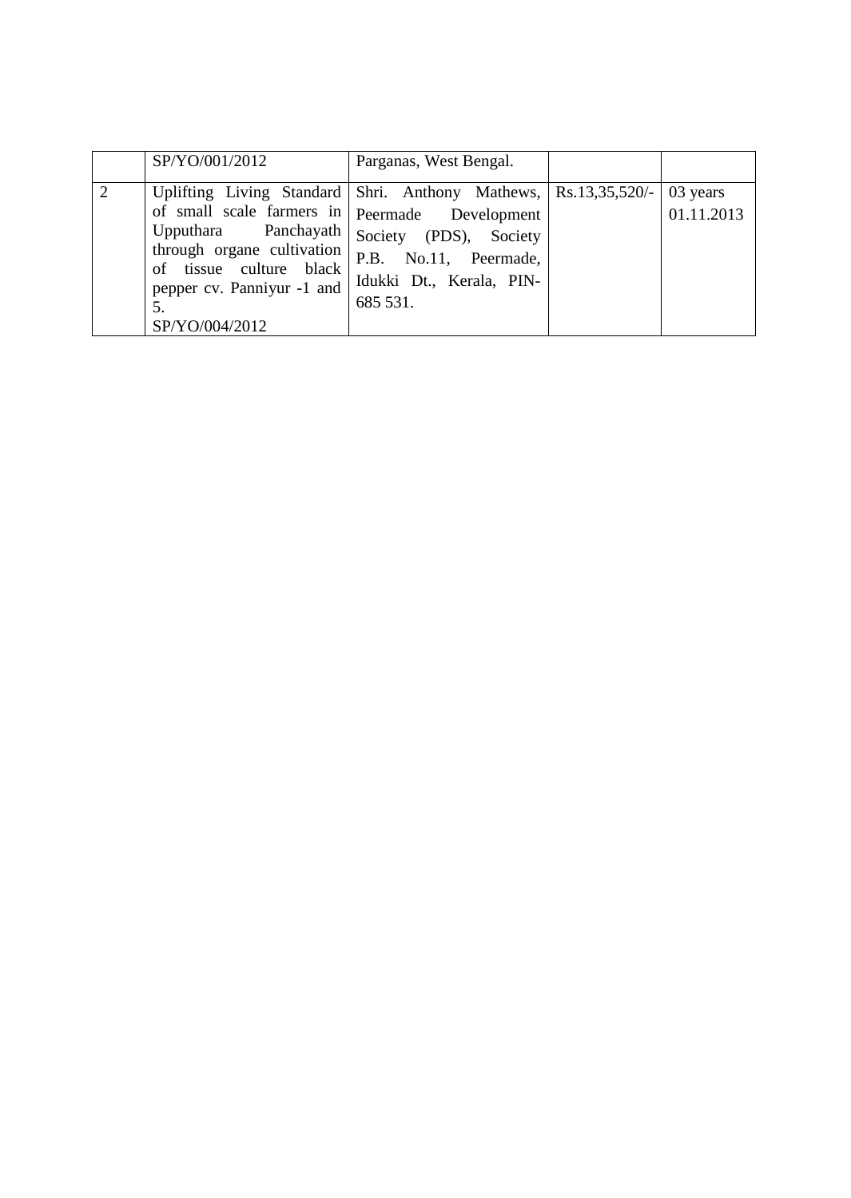| | | | | |
|---|---|---|---|---|
| | SP/YO/001/2012 | Parganas, West Bengal. | | |
| 2 | Uplifting Living Standard of small scale farmers in Upputhara Panchayath through organe cultivation of tissue culture black pepper cv. Panniyur -1 and 5. SP/YO/004/2012 | Shri. Anthony Mathews, Peermade Development Society (PDS), Society P.B. No.11, Peermade, Idukki Dt., Kerala, PIN-685 531. | Rs.13,35,520/- | 03 years 01.11.2013 |